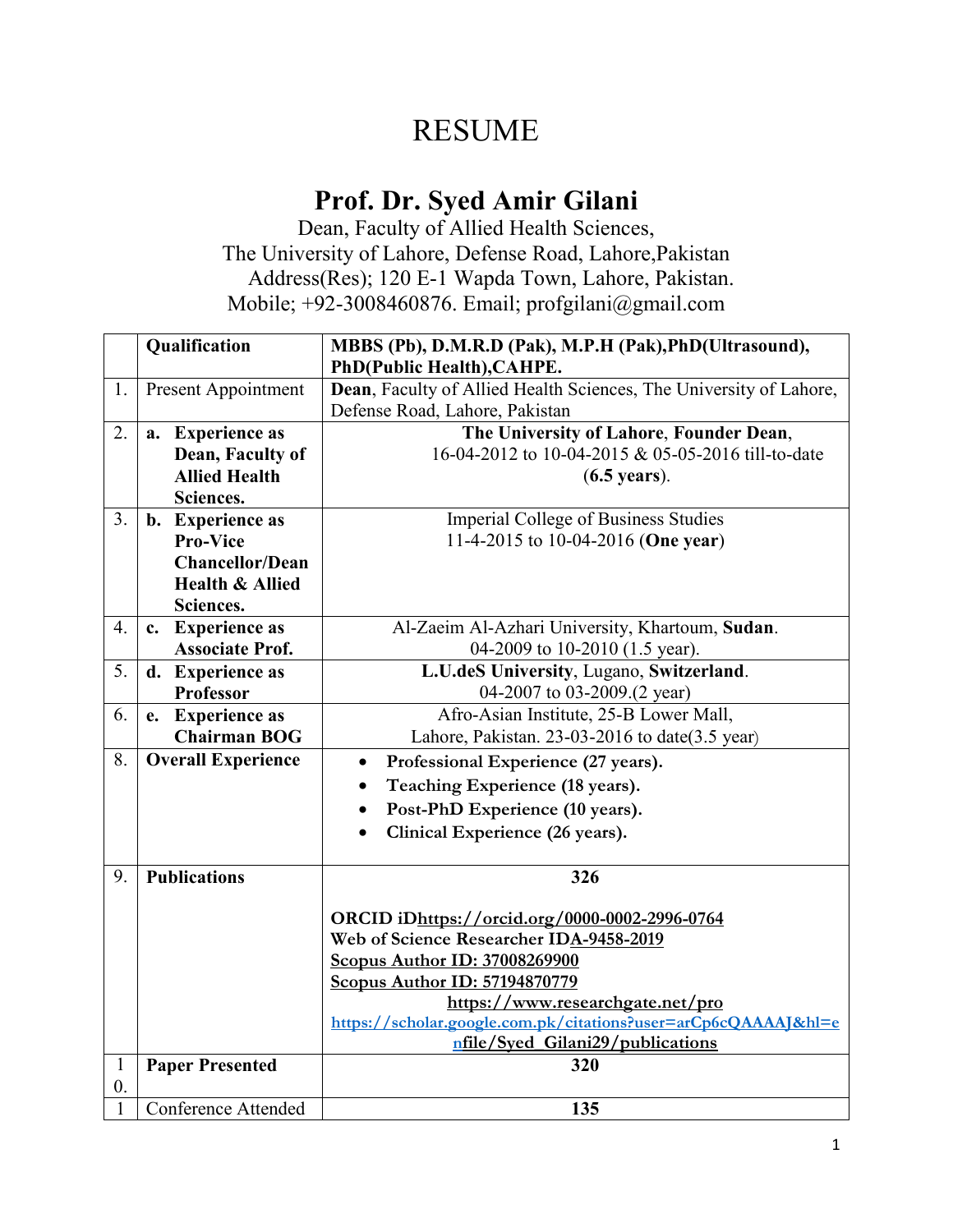# RESUME

## Prof. Dr. Syed Amir Gilani

Dean, Faculty of Allied Health Sciences,
The University of Lahore, Defense Road, Lahore,Pakistan
Address(Res); 120 E-1 Wapda Town, Lahore, Pakistan.
Mobile; +92-3008460876. Email; profgilani@gmail.com

| | **Qualification** | **MBBS (Pb), D.M.R.D (Pak), M.P.H (Pak),PhD(Ultrasound), PhD(Public Health),CAHPE.** |
|---|---|---|
| 1. | Present Appointment | **Dean**, Faculty of Allied Health Sciences, The University of Lahore, Defense Road, Lahore, Pakistan |
| 2. | **a. Experience as Dean, Faculty of Allied Health Sciences.** | **The University of Lahore**, **Founder Dean**, 16-04-2012 to 10-04-2015 & 05-05-2016 till-to-date (**6.5 years**). |
| 3. | **b. Experience as Pro-Vice Chancellor/Dean Health & Allied Sciences.** | Imperial College of Business Studies 11-4-2015 to 10-04-2016 (**One year**) |
| 4. | **c. Experience as Associate Prof.** | Al-Zaeim Al-Azhari University, Khartoum, **Sudan**. 04-2009 to 10-2010 (1.5 year). |
| 5. | **d. Experience as Professor** | **L.U.deS University**, Lugano, **Switzerland**. 04-2007 to 03-2009.(2 year) |
| 6. | **e. Experience as Chairman BOG** | Afro-Asian Institute, 25-B Lower Mall, Lahore, Pakistan. 23-03-2016 to date(3.5 year) |
| 8. | **Overall Experience** | • **Professional Experience (27 years).** <br> • **Teaching Experience (18 years).** <br> • **Post-PhD Experience (10 years).** <br> • **Clinical Experience (26 years).** |
| 9. | **Publications** | **326** <br><br> **ORCID iDhttps://orcid.org/0000-0002-2996-0764** <br> **Web of Science Researcher IDA-9458-2019** <br> **Scopus Author ID: 37008269900** <br> **Scopus Author ID: 57194870779** <br> **https://www.researchgate.net/pro** **https://scholar.google.com.pk/citations?user=arCp6cQAAAAJ&hl=en** **file/Syed_Gilani29/publications** |
| 10. | **Paper Presented** | **320** |
| 1 | Conference Attended | **135** |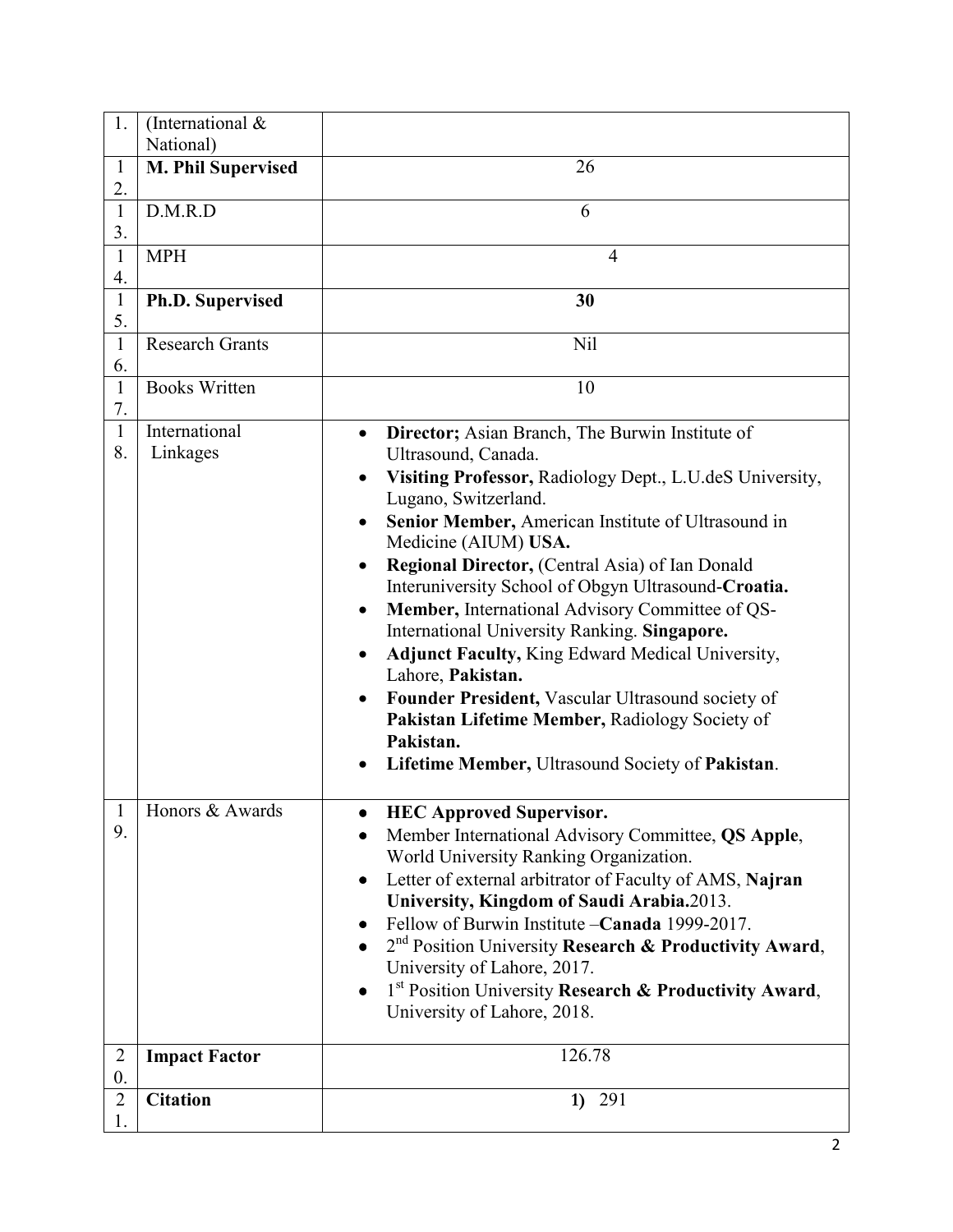| | | |
|---|---|---|
| 1. | (International & National) | |
| 12. | **M. Phil Supervised** | 26 |
| 13. | D.M.R.D | 6 |
| 14. | MPH | 4 |
| 15. | **Ph.D. Supervised** | **30** |
| 16. | Research Grants | Nil |
| 17. | Books Written | 10 |
| 18. | International Linkages | • **Director;** Asian Branch, The Burwin Institute of Ultrasound, Canada.<br>• **Visiting Professor,** Radiology Dept., L.U.deS University, Lugano, Switzerland.<br>• **Senior Member,** American Institute of Ultrasound in Medicine (AIUM) **USA.**<br>• **Regional Director,** (Central Asia) of Ian Donald Interuniversity School of Obgyn Ultrasound-**Croatia.**<br>• **Member,** International Advisory Committee of QS-International University Ranking. **Singapore.**<br>• **Adjunct Faculty,** King Edward Medical University, Lahore, **Pakistan.**<br>• **Founder President,** Vascular Ultrasound society of **Pakistan Lifetime Member,** Radiology Society of **Pakistan.**<br>• **Lifetime Member,** Ultrasound Society of **Pakistan**. |
| 19. | Honors & Awards | • **HEC Approved Supervisor.**<br>• Member International Advisory Committee, **QS Apple**, World University Ranking Organization.<br>• Letter of external arbitrator of Faculty of AMS, **Najran University, Kingdom of Saudi Arabia.**2013.<br>• Fellow of Burwin Institute –**Canada** 1999-2017.<br>• 2nd Position University **Research & Productivity Award**, University of Lahore, 2017.<br>• 1st Position University **Research & Productivity Award**, University of Lahore, 2018. |
| 20. | **Impact Factor** | 126.78 |
| 21. | **Citation** | **1)** 291 |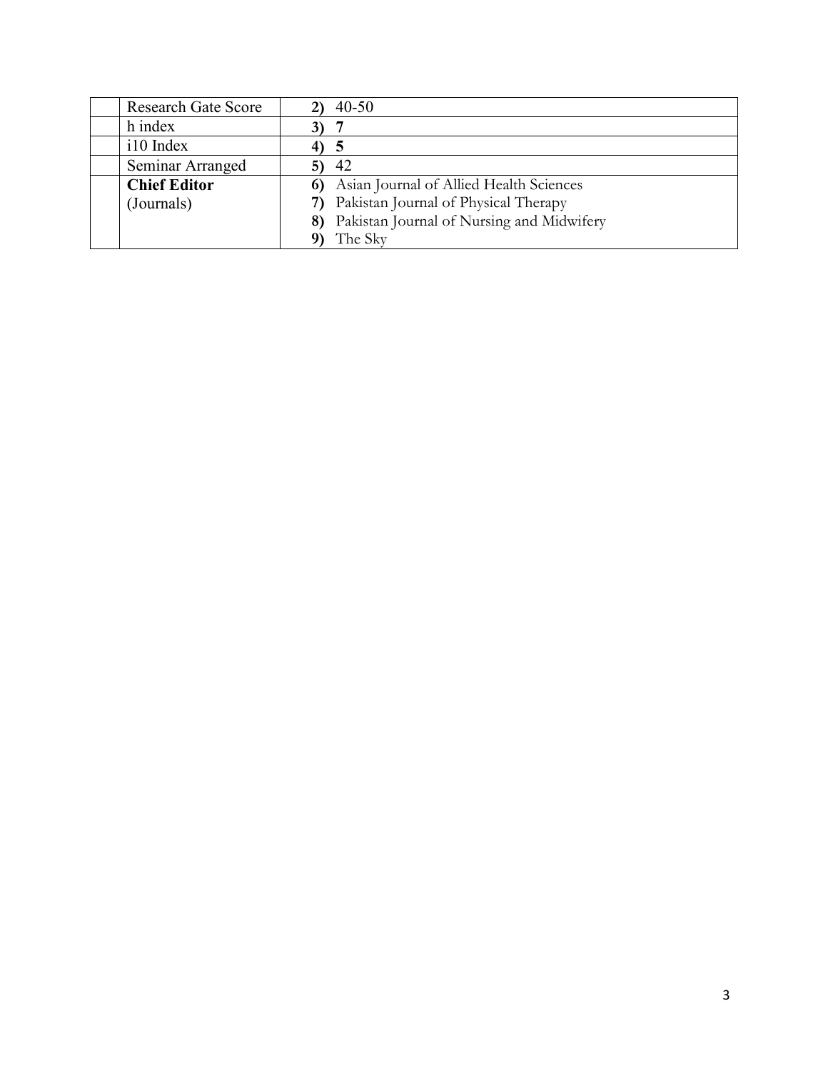| | | |
|---|---|---|
| | Research Gate Score | **2)** 40-50 |
| | h index | **3) 7** |
| | i10 Index | **4) 5** |
| | Seminar Arranged | **5)** 42 |
| | **Chief Editor** (Journals) | **6)** Asian Journal of Allied Health Sciences<br>**7)** Pakistan Journal of Physical Therapy<br>**8)** Pakistan Journal of Nursing and Midwifery<br>**9)** The Sky |